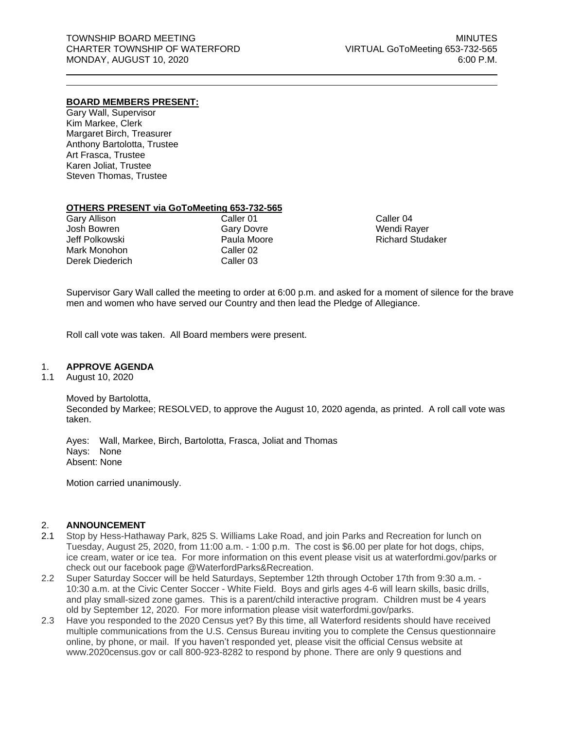TOWNSHIP BOARD MEETING
CHARTER TOWNSHIP OF WATERFORD
MONDAY, AUGUST 10, 2020

MINUTES
VIRTUAL GoToMeeting 653-732-565
6:00 P.M.

---

**BOARD MEMBERS PRESENT:**

Gary Wall, Supervisor
Kim Markee, Clerk
Margaret Birch, Treasurer
Anthony Bartolotta, Trustee
Art Frasca, Trustee
Karen Joliat, Trustee
Steven Thomas, Trustee

**OTHERS PRESENT via GoToMeeting 653-732-565**

| | | |
|---|---|---|
| Gary Allison | Caller 01 | Caller 04 |
| Josh Bowren | Gary Dovre | Wendi Rayer |
| Jeff Polkowski | Paula Moore | Richard Studaker |
| Mark Monohon | Caller 02 | |
| Derek Diederich | Caller 03 | |

Supervisor Gary Wall called the meeting to order at 6:00 p.m. and asked for a moment of silence for the brave men and women who have served our Country and then lead the Pledge of Allegiance.

Roll call vote was taken. All Board members were present.

## 1. APPROVE AGENDA

1.1 August 10, 2020

Moved by Bartolotta,
Seconded by Markee; RESOLVED, to approve the August 10, 2020 agenda, as printed. A roll call vote was taken.

Ayes: Wall, Markee, Birch, Bartolotta, Frasca, Joliat and Thomas
Nays: None
Absent: None

Motion carried unanimously.

## 2. ANNOUNCEMENT

2.1 Stop by Hess-Hathaway Park, 825 S. Williams Lake Road, and join Parks and Recreation for lunch on Tuesday, August 25, 2020, from 11:00 a.m. - 1:00 p.m. The cost is $6.00 per plate for hot dogs, chips, ice cream, water or ice tea. For more information on this event please visit us at waterfordmi.gov/parks or check out our facebook page @WaterfordParks&Recreation.

2.2 Super Saturday Soccer will be held Saturdays, September 12th through October 17th from 9:30 a.m. - 10:30 a.m. at the Civic Center Soccer - White Field. Boys and girls ages 4-6 will learn skills, basic drills, and play small-sized zone games. This is a parent/child interactive program. Children must be 4 years old by September 12, 2020. For more information please visit waterfordmi.gov/parks.

2.3 Have you responded to the 2020 Census yet? By this time, all Waterford residents should have received multiple communications from the U.S. Census Bureau inviting you to complete the Census questionnaire online, by phone, or mail. If you haven't responded yet, please visit the official Census website at www.2020census.gov or call 800-923-8282 to respond by phone. There are only 9 questions and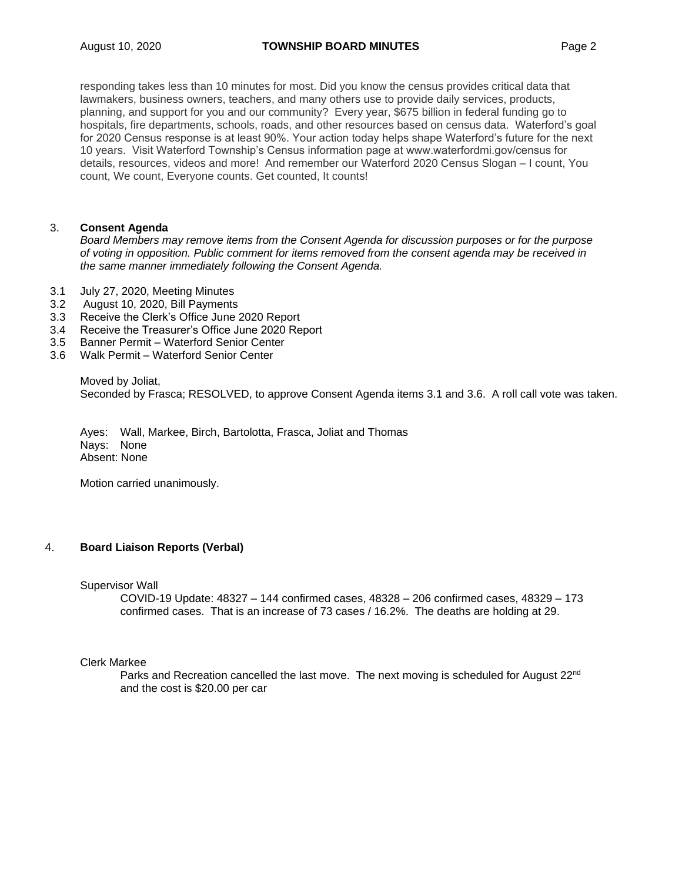responding takes less than 10 minutes for most. Did you know the census provides critical data that lawmakers, business owners, teachers, and many others use to provide daily services, products, planning, and support for you and our community? Every year, $675 billion in federal funding go to hospitals, fire departments, schools, roads, and other resources based on census data. Waterford's goal for 2020 Census response is at least 90%. Your action today helps shape Waterford's future for the next 10 years. Visit Waterford Township's Census information page at www.waterfordmi.gov/census for details, resources, videos and more! And remember our Waterford 2020 Census Slogan – I count, You count, We count, Everyone counts. Get counted, It counts!

3. **Consent Agenda**

*Board Members may remove items from the Consent Agenda for discussion purposes or for the purpose of voting in opposition. Public comment for items removed from the consent agenda may be received in the same manner immediately following the Consent Agenda.*

3.1 July 27, 2020, Meeting Minutes
3.2 August 10, 2020, Bill Payments
3.3 Receive the Clerk's Office June 2020 Report
3.4 Receive the Treasurer's Office June 2020 Report
3.5 Banner Permit – Waterford Senior Center
3.6 Walk Permit – Waterford Senior Center

Moved by Joliat,
Seconded by Frasca; RESOLVED, to approve Consent Agenda items 3.1 and 3.6. A roll call vote was taken.

Ayes: Wall, Markee, Birch, Bartolotta, Frasca, Joliat and Thomas
Nays: None
Absent: None

Motion carried unanimously.

4. **Board Liaison Reports (Verbal)**

Supervisor Wall

COVID-19 Update: 48327 – 144 confirmed cases, 48328 – 206 confirmed cases, 48329 – 173 confirmed cases. That is an increase of 73 cases / 16.2%. The deaths are holding at 29.

Clerk Markee

Parks and Recreation cancelled the last move. The next moving is scheduled for August 22nd and the cost is $20.00 per car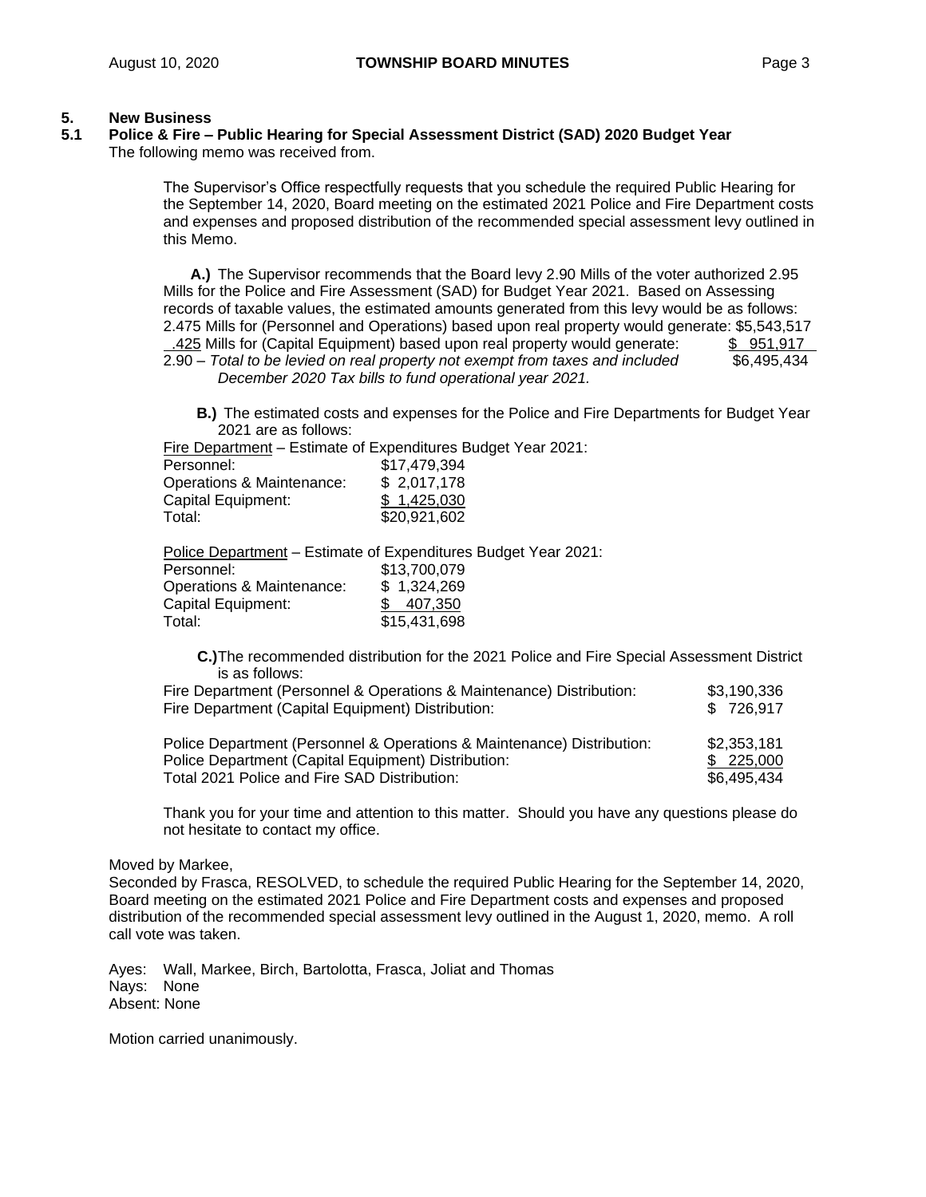## 5. New Business

### 5.1 Police & Fire – Public Hearing for Special Assessment District (SAD) 2020 Budget Year

The following memo was received from.

> The Supervisor's Office respectfully requests that you schedule the required Public Hearing for the September 14, 2020, Board meeting on the estimated 2021 Police and Fire Department costs and expenses and proposed distribution of the recommended special assessment levy outlined in this Memo.
>
> **A.)** The Supervisor recommends that the Board levy 2.90 Mills of the voter authorized 2.95 Mills for the Police and Fire Assessment (SAD) for Budget Year 2021. Based on Assessing records of taxable values, the estimated amounts generated from this levy would be as follows:
>
> | | |
> |---|---|
> | 2.475 Mills for (Personnel and Operations) based upon real property would generate: | $5,543,517 |
> | .425 Mills for (Capital Equipment) based upon real property would generate: | $ 951,917 |
> | 2.90 – *Total to be levied on real property not exempt from taxes and included December 2020 Tax bills to fund operational year 2021.* | $6,495,434 |
>
> **B.)** The estimated costs and expenses for the Police and Fire Departments for Budget Year 2021 are as follows:
>
> Fire Department – Estimate of Expenditures Budget Year 2021:
>
> | | |
> |---|---|
> | Personnel: | $17,479,394 |
> | Operations & Maintenance: | $ 2,017,178 |
> | Capital Equipment: | $ 1,425,030 |
> | Total: | $20,921,602 |
>
> Police Department – Estimate of Expenditures Budget Year 2021:
>
> | | |
> |---|---|
> | Personnel: | $13,700,079 |
> | Operations & Maintenance: | $ 1,324,269 |
> | Capital Equipment: | $ 407,350 |
> | Total: | $15,431,698 |
>
> **C.)** The recommended distribution for the 2021 Police and Fire Special Assessment District is as follows:
>
> | | |
> |---|---|
> | Fire Department (Personnel & Operations & Maintenance) Distribution: | $3,190,336 |
> | Fire Department (Capital Equipment) Distribution: | $ 726,917 |
> | Police Department (Personnel & Operations & Maintenance) Distribution: | $2,353,181 |
> | Police Department (Capital Equipment) Distribution: | $ 225,000 |
> | Total 2021 Police and Fire SAD Distribution: | $6,495,434 |
>
> Thank you for your time and attention to this matter. Should you have any questions please do not hesitate to contact my office.

Moved by Markee,

Seconded by Frasca, RESOLVED, to schedule the required Public Hearing for the September 14, 2020, Board meeting on the estimated 2021 Police and Fire Department costs and expenses and proposed distribution of the recommended special assessment levy outlined in the August 1, 2020, memo. A roll call vote was taken.

Ayes: Wall, Markee, Birch, Bartolotta, Frasca, Joliat and Thomas
Nays: None
Absent: None

Motion carried unanimously.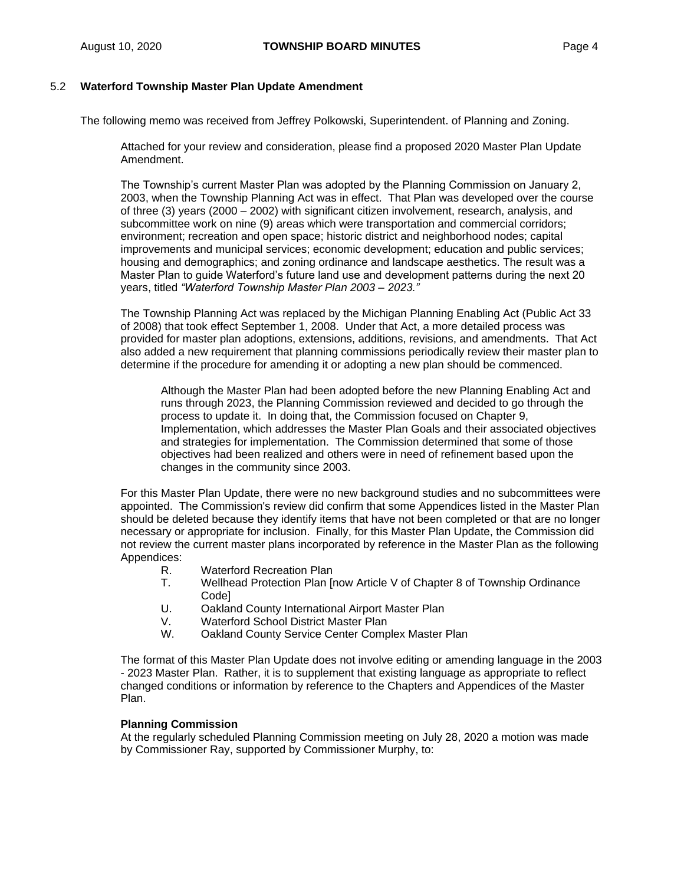### 5.2 **Waterford Township Master Plan Update Amendment**

The following memo was received from Jeffrey Polkowski, Superintendent. of Planning and Zoning.

> Attached for your review and consideration, please find a proposed 2020 Master Plan Update Amendment.
>
> The Township's current Master Plan was adopted by the Planning Commission on January 2, 2003, when the Township Planning Act was in effect. That Plan was developed over the course of three (3) years (2000 – 2002) with significant citizen involvement, research, analysis, and subcommittee work on nine (9) areas which were transportation and commercial corridors; environment; recreation and open space; historic district and neighborhood nodes; capital improvements and municipal services; economic development; education and public services; housing and demographics; and zoning ordinance and landscape aesthetics. The result was a Master Plan to guide Waterford's future land use and development patterns during the next 20 years, titled *"Waterford Township Master Plan 2003 – 2023."*
>
> The Township Planning Act was replaced by the Michigan Planning Enabling Act (Public Act 33 of 2008) that took effect September 1, 2008. Under that Act, a more detailed process was provided for master plan adoptions, extensions, additions, revisions, and amendments. That Act also added a new requirement that planning commissions periodically review their master plan to determine if the procedure for amending it or adopting a new plan should be commenced.
>
> > Although the Master Plan had been adopted before the new Planning Enabling Act and runs through 2023, the Planning Commission reviewed and decided to go through the process to update it. In doing that, the Commission focused on Chapter 9, Implementation, which addresses the Master Plan Goals and their associated objectives and strategies for implementation. The Commission determined that some of those objectives had been realized and others were in need of refinement based upon the changes in the community since 2003.
>
> For this Master Plan Update, there were no new background studies and no subcommittees were appointed. The Commission's review did confirm that some Appendices listed in the Master Plan should be deleted because they identify items that have not been completed or that are no longer necessary or appropriate for inclusion. Finally, for this Master Plan Update, the Commission did not review the current master plans incorporated by reference in the Master Plan as the following Appendices:
>
> R. Waterford Recreation Plan
> T. Wellhead Protection Plan [now Article V of Chapter 8 of Township Ordinance Code]
> U. Oakland County International Airport Master Plan
> V. Waterford School District Master Plan
> W. Oakland County Service Center Complex Master Plan
>
> The format of this Master Plan Update does not involve editing or amending language in the 2003 - 2023 Master Plan. Rather, it is to supplement that existing language as appropriate to reflect changed conditions or information by reference to the Chapters and Appendices of the Master Plan.
>
> **Planning Commission**
> At the regularly scheduled Planning Commission meeting on July 28, 2020 a motion was made by Commissioner Ray, supported by Commissioner Murphy, to: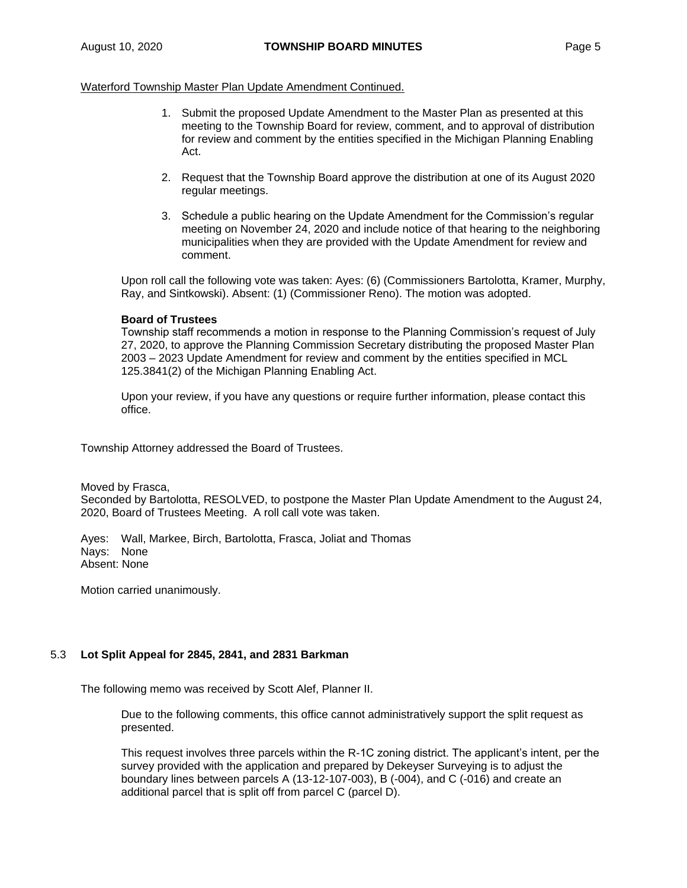Waterford Township Master Plan Update Amendment Continued.

1. Submit the proposed Update Amendment to the Master Plan as presented at this meeting to the Township Board for review, comment, and to approval of distribution for review and comment by the entities specified in the Michigan Planning Enabling Act.

2. Request that the Township Board approve the distribution at one of its August 2020 regular meetings.

3. Schedule a public hearing on the Update Amendment for the Commission's regular meeting on November 24, 2020 and include notice of that hearing to the neighboring municipalities when they are provided with the Update Amendment for review and comment.

Upon roll call the following vote was taken: Ayes: (6) (Commissioners Bartolotta, Kramer, Murphy, Ray, and Sintkowski). Absent: (1) (Commissioner Reno). The motion was adopted.

**Board of Trustees**
Township staff recommends a motion in response to the Planning Commission's request of July 27, 2020, to approve the Planning Commission Secretary distributing the proposed Master Plan 2003 – 2023 Update Amendment for review and comment by the entities specified in MCL 125.3841(2) of the Michigan Planning Enabling Act.

Upon your review, if you have any questions or require further information, please contact this office.

Township Attorney addressed the Board of Trustees.

Moved by Frasca,
Seconded by Bartolotta, RESOLVED, to postpone the Master Plan Update Amendment to the August 24, 2020, Board of Trustees Meeting. A roll call vote was taken.

Ayes: Wall, Markee, Birch, Bartolotta, Frasca, Joliat and Thomas
Nays: None
Absent: None

Motion carried unanimously.

## 5.3 Lot Split Appeal for 2845, 2841, and 2831 Barkman

The following memo was received by Scott Alef, Planner II.

Due to the following comments, this office cannot administratively support the split request as presented.

This request involves three parcels within the R-1C zoning district. The applicant's intent, per the survey provided with the application and prepared by Dekeyser Surveying is to adjust the boundary lines between parcels A (13-12-107-003), B (-004), and C (-016) and create an additional parcel that is split off from parcel C (parcel D).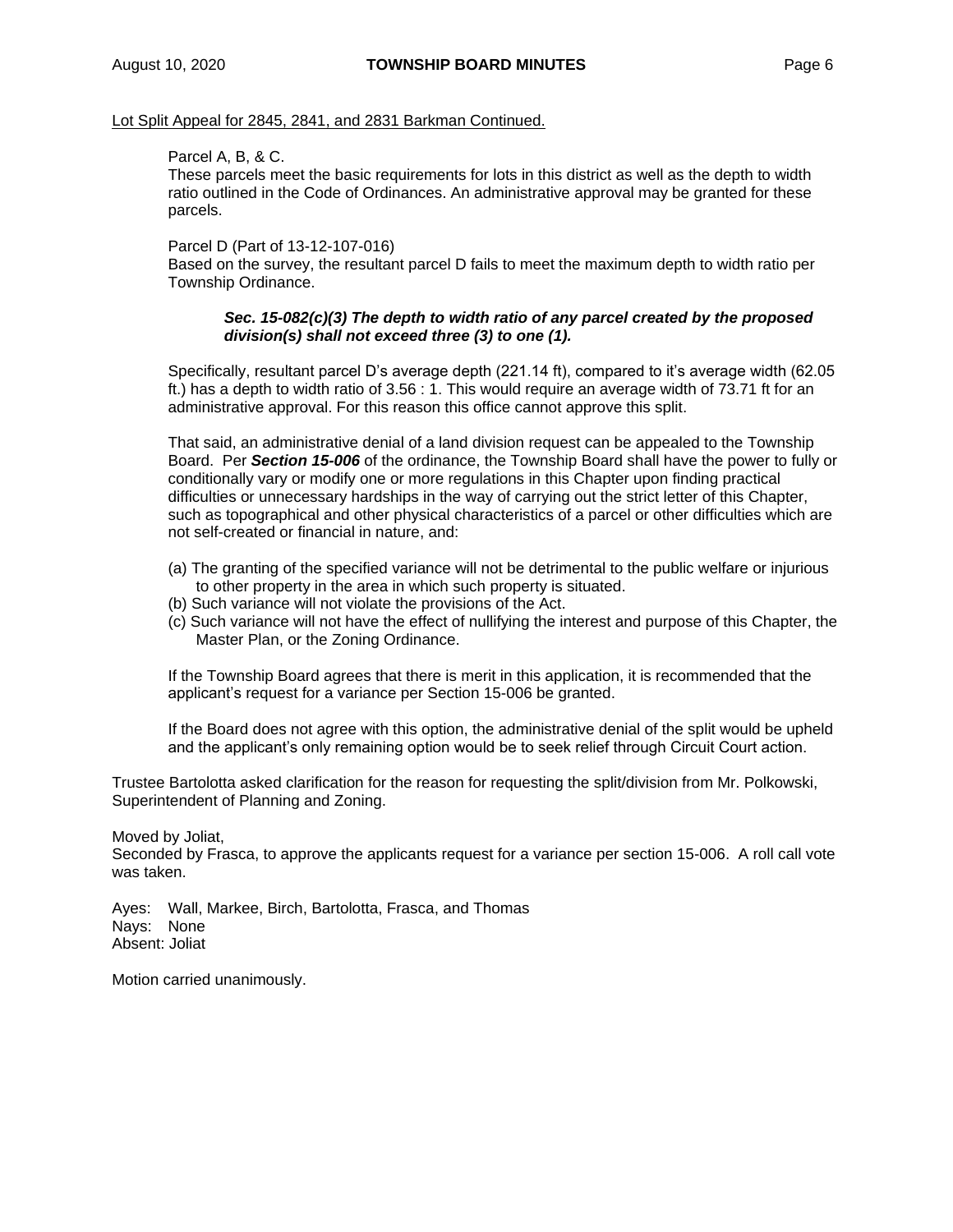Lot Split Appeal for 2845, 2841, and 2831 Barkman Continued.

Parcel A, B, & C.
These parcels meet the basic requirements for lots in this district as well as the depth to width ratio outlined in the Code of Ordinances. An administrative approval may be granted for these parcels.

Parcel D (Part of 13-12-107-016)
Based on the survey, the resultant parcel D fails to meet the maximum depth to width ratio per Township Ordinance.

> ***Sec. 15-082(c)(3) The depth to width ratio of any parcel created by the proposed division(s) shall not exceed three (3) to one (1).***

Specifically, resultant parcel D's average depth (221.14 ft), compared to it's average width (62.05 ft.) has a depth to width ratio of 3.56 : 1. This would require an average width of 73.71 ft for an administrative approval. For this reason this office cannot approve this split.

That said, an administrative denial of a land division request can be appealed to the Township Board. Per ***Section 15-006*** of the ordinance, the Township Board shall have the power to fully or conditionally vary or modify one or more regulations in this Chapter upon finding practical difficulties or unnecessary hardships in the way of carrying out the strict letter of this Chapter, such as topographical and other physical characteristics of a parcel or other difficulties which are not self-created or financial in nature, and:

(a) The granting of the specified variance will not be detrimental to the public welfare or injurious to other property in the area in which such property is situated.
(b) Such variance will not violate the provisions of the Act.
(c) Such variance will not have the effect of nullifying the interest and purpose of this Chapter, the Master Plan, or the Zoning Ordinance.

If the Township Board agrees that there is merit in this application, it is recommended that the applicant's request for a variance per Section 15-006 be granted.

If the Board does not agree with this option, the administrative denial of the split would be upheld and the applicant's only remaining option would be to seek relief through Circuit Court action.

Trustee Bartolotta asked clarification for the reason for requesting the split/division from Mr. Polkowski, Superintendent of Planning and Zoning.

Moved by Joliat,
Seconded by Frasca, to approve the applicants request for a variance per section 15-006. A roll call vote was taken.

Ayes: Wall, Markee, Birch, Bartolotta, Frasca, and Thomas
Nays: None
Absent: Joliat

Motion carried unanimously.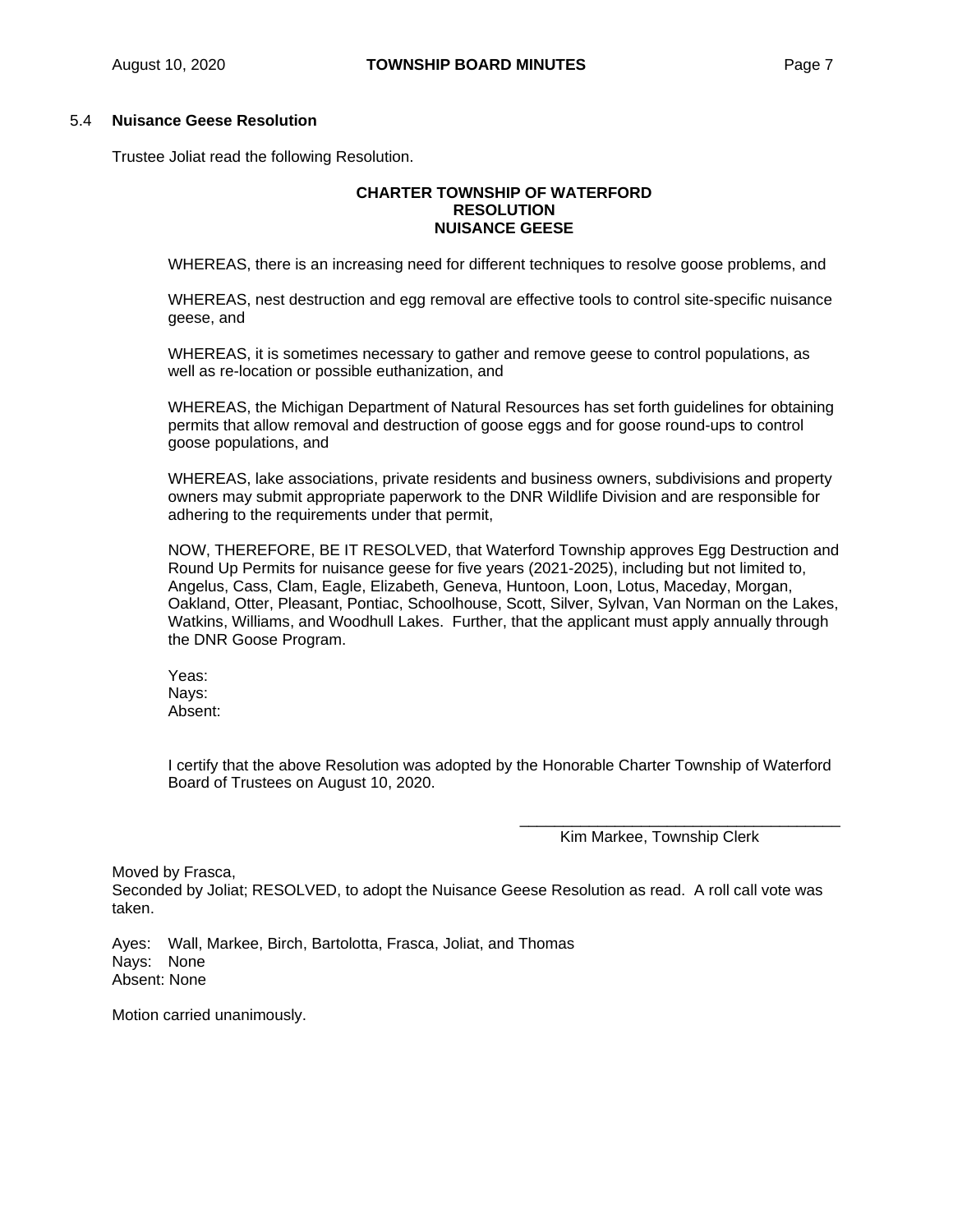### 5.4 Nuisance Geese Resolution

Trustee Joliat read the following Resolution.

**CHARTER TOWNSHIP OF WATERFORD**
**RESOLUTION**
**NUISANCE GEESE**

WHEREAS, there is an increasing need for different techniques to resolve goose problems, and

WHEREAS, nest destruction and egg removal are effective tools to control site-specific nuisance geese, and

WHEREAS, it is sometimes necessary to gather and remove geese to control populations, as well as re-location or possible euthanization, and

WHEREAS, the Michigan Department of Natural Resources has set forth guidelines for obtaining permits that allow removal and destruction of goose eggs and for goose round-ups to control goose populations, and

WHEREAS, lake associations, private residents and business owners, subdivisions and property owners may submit appropriate paperwork to the DNR Wildlife Division and are responsible for adhering to the requirements under that permit,

NOW, THEREFORE, BE IT RESOLVED, that Waterford Township approves Egg Destruction and Round Up Permits for nuisance geese for five years (2021-2025), including but not limited to, Angelus, Cass, Clam, Eagle, Elizabeth, Geneva, Huntoon, Loon, Lotus, Maceday, Morgan, Oakland, Otter, Pleasant, Pontiac, Schoolhouse, Scott, Silver, Sylvan, Van Norman on the Lakes, Watkins, Williams, and Woodhull Lakes. Further, that the applicant must apply annually through the DNR Goose Program.

Yeas:
Nays:
Absent:

I certify that the above Resolution was adopted by the Honorable Charter Township of Waterford Board of Trustees on August 10, 2020.

_____________________________________
Kim Markee, Township Clerk

Moved by Frasca,
Seconded by Joliat; RESOLVED, to adopt the Nuisance Geese Resolution as read. A roll call vote was taken.

Ayes: Wall, Markee, Birch, Bartolotta, Frasca, Joliat, and Thomas
Nays: None
Absent: None

Motion carried unanimously.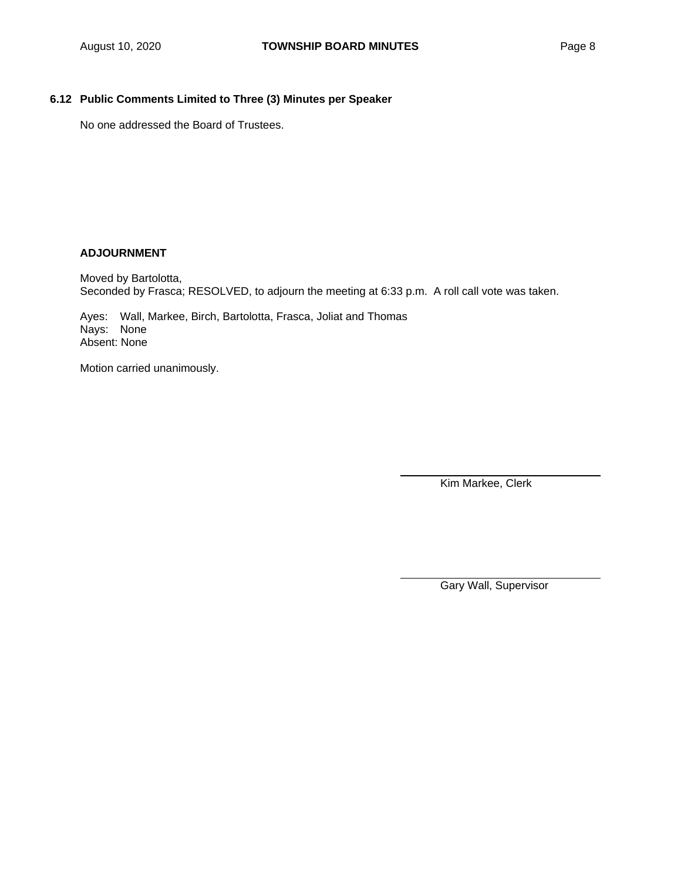### 6.12 Public Comments Limited to Three (3) Minutes per Speaker

No one addressed the Board of Trustees.

### ADJOURNMENT

Moved by Bartolotta,
Seconded by Frasca; RESOLVED, to adjourn the meeting at 6:33 p.m. A roll call vote was taken.

Ayes: Wall, Markee, Birch, Bartolotta, Frasca, Joliat and Thomas
Nays: None
Absent: None

Motion carried unanimously.

Kim Markee, Clerk

Gary Wall, Supervisor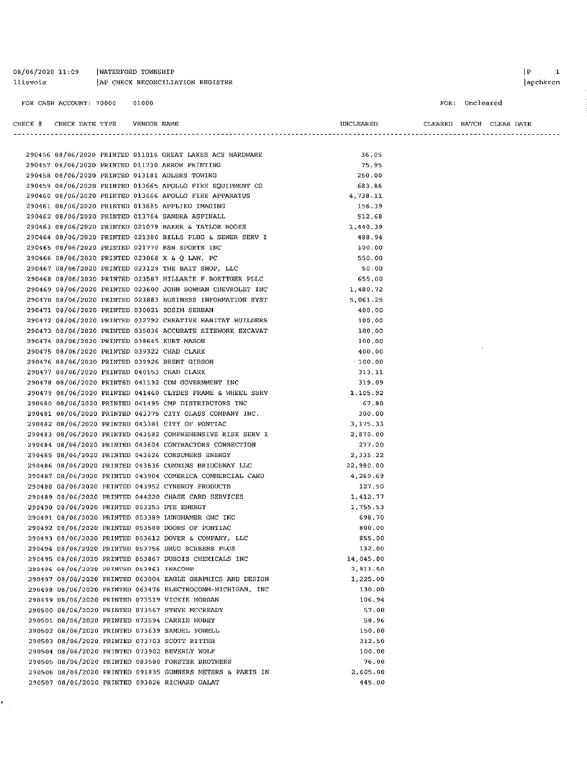08/06/2020 11:09 | WATERFORD TOWNSHIP
llievois | AP CHECK RECONCILIATION REGISTER

FOR CASH ACCOUNT: 70000 01000

FOR: Uncleared

| CHECK # | CHECK DATE | TYPE | VENDOR | NAME | UNCLEARED | CLEARED | BATCH | CLEAR DATE |
|---|---|---|---|---|---|---|---|---|
| 290456 | 08/06/2020 | PRINTED | 011016 | GREAT LAKES ACE HARDWARE | 36.05 | | | |
| 290457 | 08/06/2020 | PRINTED | 011730 | ARROW PRINTING | 75.95 | | | |
| 290458 | 08/06/2020 | PRINTED | 013181 | ADLERS TOWING | 250.00 | | | |
| 290459 | 08/06/2020 | PRINTED | 013665 | APOLLO FIRE EQUIPMENT CO | 683.86 | | | |
| 290460 | 08/06/2020 | PRINTED | 013666 | APOLLO FIRE APPARATUS | 4,738.11 | | | |
| 290461 | 08/06/2020 | PRINTED | 013685 | APPLIED IMAGING | 156.39 | | | |
| 290462 | 08/06/2020 | PRINTED | 013764 | SANDRA ASPINALL | 512.68 | | | |
| 290463 | 08/06/2020 | PRINTED | 021079 | BAKER & TAYLOR BOOKS | 1,440.39 | | | |
| 290464 | 08/06/2020 | PRINTED | 021380 | BILLS PLBG & SEWER SERV I | 488.94 | | | |
| 290465 | 08/06/2020 | PRINTED | 021770 | BSN SPORTS INC | 100.00 | | | |
| 290466 | 08/06/2020 | PRINTED | 023068 | K & Q LAW, PC | 550.00 | | | |
| 290467 | 08/06/2020 | PRINTED | 023129 | THE BAIT SHOP, LLC | 50.00 | | | |
| 290468 | 08/06/2020 | PRINTED | 023587 | HILLARIE F BOETTGER PLLC | 655.00 | | | |
| 290469 | 08/06/2020 | PRINTED | 023600 | JOHN BOWMAN CHEVROLET INC | 1,480.72 | | | |
| 290470 | 08/06/2020 | PRINTED | 023883 | BUSINESS INFORMATION SYST | 5,061.25 | | | |
| 290471 | 08/06/2020 | PRINTED | 030021 | ZOSIM SERBAN | 400.00 | | | |
| 290472 | 08/06/2020 | PRINTED | 032792 | CREATIVE HABITAT BUILDERS | 100.00 | | | |
| 290473 | 08/06/2020 | PRINTED | 035036 | ACCURATE SITEWORK EXCAVAT | 100.00 | | | |
| 290474 | 08/06/2020 | PRINTED | 038645 | KURT MASON | 100.00 | | | |
| 290475 | 08/06/2020 | PRINTED | 039322 | CHAD CLARK | 400.00 | | | |
| 290476 | 08/06/2020 | PRINTED | 039926 | BRENT GIBSON | 100.00 | | | |
| 290477 | 08/06/2020 | PRINTED | 040153 | CHAD CLARK | 313.11 | | | |
| 290478 | 08/06/2020 | PRINTED | 041192 | CDW GOVERNMENT INC | 319.09 | | | |
| 290479 | 08/06/2020 | PRINTED | 041460 | CLYDES FRAME & WHEEL SERV | 1,105.92 | | | |
| 290480 | 08/06/2020 | PRINTED | 041495 | CMP DISTRIBUTORS INC | 67.80 | | | |
| 290481 | 08/06/2020 | PRINTED | 043375 | CITY GLASS COMPANY INC. | 300.00 | | | |
| 290482 | 08/06/2020 | PRINTED | 043381 | CITY OF PONTIAC | 3,175.33 | | | |
| 290483 | 08/06/2020 | PRINTED | 043582 | COMPREHENSIVE RISK SERV I | 2,870.00 | | | |
| 290484 | 08/06/2020 | PRINTED | 043604 | CONTRACTORS CONNECTION | 277.20 | | | |
| 290485 | 08/06/2020 | PRINTED | 043626 | CONSUMERS ENERGY | 2,335.22 | | | |
| 290486 | 08/06/2020 | PRINTED | 043836 | CUMMINS BRIDGEWAY LLC | 22,980.00 | | | |
| 290487 | 08/06/2020 | PRINTED | 043904 | COMERICA COMMERCIAL CARD | 4,269.69 | | | |
| 290488 | 08/06/2020 | PRINTED | 043952 | CYNERGY PRODUCTS | 127.50 | | | |
| 290489 | 08/06/2020 | PRINTED | 044220 | CHASE CARD SERVICES | 1,412.77 | | | |
| 290490 | 08/06/2020 | PRINTED | 053253 | DTE ENERGY | 1,755.53 | | | |
| 290491 | 08/06/2020 | PRINTED | 053389 | LUNGHAMER GMC INC | 698.70 | | | |
| 290492 | 08/06/2020 | PRINTED | 053580 | DOORS OF PONTIAC | 800.00 | | | |
| 290493 | 08/06/2020 | PRINTED | 053612 | DOVER & COMPANY, LLC | 855.00 | | | |
| 290494 | 08/06/2020 | PRINTED | 053756 | DRUG SCREENS PLUS | 132.00 | | | |
| 290495 | 08/06/2020 | PRINTED | 053867 | DUBOIS CHEMICALS INC | 14,045.00 | | | |
| 290496 | 08/06/2020 | PRINTED | 053963 | INACOMP | 3,811.50 | | | |
| 290497 | 08/06/2020 | PRINTED | 063004 | EAGLE GRAPHICS AND DESIGN | 1,225.00 | | | |
| 290498 | 08/06/2020 | PRINTED | 063476 | ELECTROCOMM-MICHIGAN, INC | 130.00 | | | |
| 290499 | 08/06/2020 | PRINTED | 073519 | VICKIE MORGAN | 106.94 | | | |
| 290500 | 08/06/2020 | PRINTED | 073567 | STEVE MCCREADY | 57.00 | | | |
| 290501 | 08/06/2020 | PRINTED | 073594 | CARRIE MOBEY | 58.96 | | | |
| 290502 | 08/06/2020 | PRINTED | 073639 | SAMUEL POWELL | 150.00 | | | |
| 290503 | 08/06/2020 | PRINTED | 073703 | SCOTT RITTER | 312.50 | | | |
| 290504 | 08/06/2020 | PRINTED | 073902 | BEVERLY WOLF | 100.00 | | | |
| 290505 | 08/06/2020 | PRINTED | 083580 | FORSTER BROTHERS | 76.00 | | | |
| 290506 | 08/06/2020 | PRINTED | 091835 | GUNNERS METERS & PARTS IN | 2,605.00 | | | |
| 290507 | 08/06/2020 | PRINTED | 093026 | RICHARD GALAT | 445.00 | | | |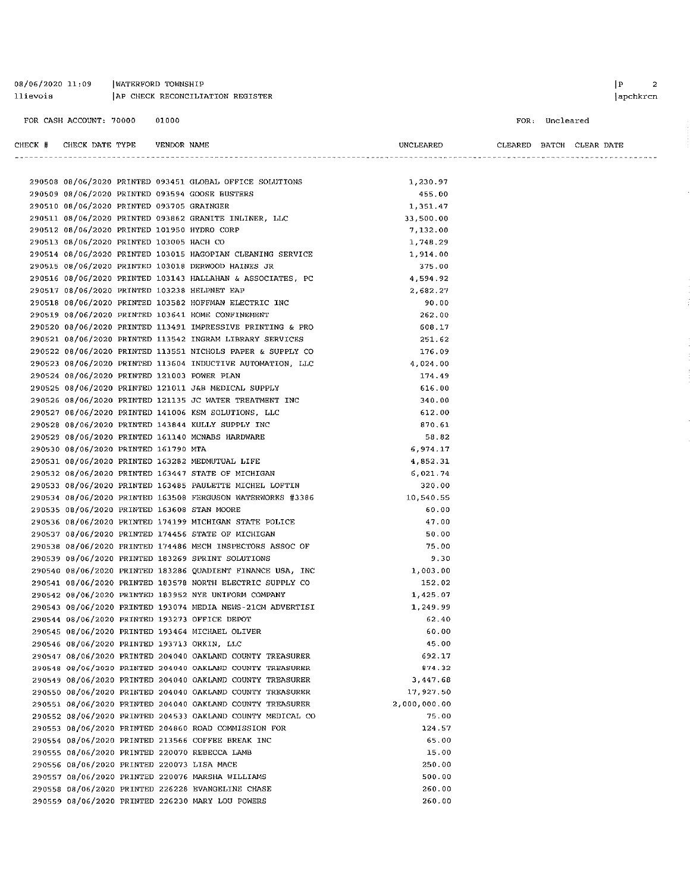08/06/2020 11:09 | WATERFORD TOWNSHIP
llievois | AP CHECK RECONCILIATION REGISTER

FOR CASH ACCOUNT: 70000 01000

FOR: Uncleared

| CHECK # | CHECK DATE | TYPE | VENDOR | NAME | UNCLEARED | CLEARED | BATCH | CLEAR DATE |
|---|---|---|---|---|---|---|---|---|
| 290508 | 08/06/2020 | PRINTED | 093451 | GLOBAL OFFICE SOLUTIONS | 1,230.97 | | | |
| 290509 | 08/06/2020 | PRINTED | 093594 | GOOSE BUSTERS | 455.00 | | | |
| 290510 | 08/06/2020 | PRINTED | 093705 | GRAINGER | 1,351.47 | | | |
| 290511 | 08/06/2020 | PRINTED | 093862 | GRANITE INLINER, LLC | 33,500.00 | | | |
| 290512 | 08/06/2020 | PRINTED | 101950 | HYDRO CORP | 7,132.00 | | | |
| 290513 | 08/06/2020 | PRINTED | 103005 | HACH CO | 1,748.29 | | | |
| 290514 | 08/06/2020 | PRINTED | 103015 | HAGOPIAN CLEANING SERVICE | 1,914.00 | | | |
| 290515 | 08/06/2020 | PRINTED | 103018 | DERWOOD HAINES JR | 375.00 | | | |
| 290516 | 08/06/2020 | PRINTED | 103143 | HALLAHAN & ASSOCIATES, PC | 4,594.92 | | | |
| 290517 | 08/06/2020 | PRINTED | 103238 | HELPNET EAP | 2,682.27 | | | |
| 290518 | 08/06/2020 | PRINTED | 103582 | HOFFMAN ELECTRIC INC | 90.00 | | | |
| 290519 | 08/06/2020 | PRINTED | 103641 | HOME CONFINEMENT | 262.00 | | | |
| 290520 | 08/06/2020 | PRINTED | 113491 | IMPRESSIVE PRINTING & PRO | 608.17 | | | |
| 290521 | 08/06/2020 | PRINTED | 113542 | INGRAM LIBRARY SERVICES | 251.62 | | | |
| 290522 | 08/06/2020 | PRINTED | 113551 | NICHOLS PAPER & SUPPLY CO | 176.09 | | | |
| 290523 | 08/06/2020 | PRINTED | 113604 | INDUCTIVE AUTOMATION, LLC | 4,024.00 | | | |
| 290524 | 08/06/2020 | PRINTED | 121003 | POWER PLAN | 174.49 | | | |
| 290525 | 08/06/2020 | PRINTED | 121011 | J&B MEDICAL SUPPLY | 616.00 | | | |
| 290526 | 08/06/2020 | PRINTED | 121135 | JC WATER TREATMENT INC | 340.00 | | | |
| 290527 | 08/06/2020 | PRINTED | 141006 | KSM SOLUTIONS, LLC | 612.00 | | | |
| 290528 | 08/06/2020 | PRINTED | 143844 | KULLY SUPPLY INC | 870.61 | | | |
| 290529 | 08/06/2020 | PRINTED | 161140 | MCNABS HARDWARE | 58.82 | | | |
| 290530 | 08/06/2020 | PRINTED | 161790 | MTA | 6,974.17 | | | |
| 290531 | 08/06/2020 | PRINTED | 163282 | MEDMUTUAL LIFE | 4,852.31 | | | |
| 290532 | 08/06/2020 | PRINTED | 163447 | STATE OF MICHIGAN | 6,021.74 | | | |
| 290533 | 08/06/2020 | PRINTED | 163485 | PAULETTE MICHEL LOFTIN | 320.00 | | | |
| 290534 | 08/06/2020 | PRINTED | 163508 | FERGUSON WATERWORKS #3386 | 10,540.55 | | | |
| 290535 | 08/06/2020 | PRINTED | 163608 | STAN MOORE | 60.00 | | | |
| 290536 | 08/06/2020 | PRINTED | 174199 | MICHIGAN STATE POLICE | 47.00 | | | |
| 290537 | 08/06/2020 | PRINTED | 174456 | STATE OF MICHIGAN | 50.00 | | | |
| 290538 | 08/06/2020 | PRINTED | 174486 | MECH INSPECTORS ASSOC OF | 75.00 | | | |
| 290539 | 08/06/2020 | PRINTED | 183269 | SPRINT SOLUTIONS | 9.30 | | | |
| 290540 | 08/06/2020 | PRINTED | 183286 | QUADIENT FINANCE USA, INC | 1,003.00 | | | |
| 290541 | 08/06/2020 | PRINTED | 183578 | NORTH ELECTRIC SUPPLY CO | 152.02 | | | |
| 290542 | 08/06/2020 | PRINTED | 183952 | NYE UNIFORM COMPANY | 1,425.07 | | | |
| 290543 | 08/06/2020 | PRINTED | 193074 | MEDIA NEWS-21CM ADVERTISI | 1,249.99 | | | |
| 290544 | 08/06/2020 | PRINTED | 193273 | OFFICE DEPOT | 62.40 | | | |
| 290545 | 08/06/2020 | PRINTED | 193464 | MICHAEL OLIVER | 60.00 | | | |
| 290546 | 08/06/2020 | PRINTED | 193713 | ORKIN, LLC | 45.00 | | | |
| 290547 | 08/06/2020 | PRINTED | 204040 | OAKLAND COUNTY TREASURER | 692.17 | | | |
| 290548 | 08/06/2020 | PRINTED | 204040 | OAKLAND COUNTY TREASURER | 874.32 | | | |
| 290549 | 08/06/2020 | PRINTED | 204040 | OAKLAND COUNTY TREASURER | 3,447.68 | | | |
| 290550 | 08/06/2020 | PRINTED | 204040 | OAKLAND COUNTY TREASURER | 17,927.50 | | | |
| 290551 | 08/06/2020 | PRINTED | 204040 | OAKLAND COUNTY TREASURER | 2,000,000.00 | | | |
| 290552 | 08/06/2020 | PRINTED | 204533 | OAKLAND COUNTY MEDICAL CO | 75.00 | | | |
| 290553 | 08/06/2020 | PRINTED | 204860 | ROAD COMMISSION FOR | 124.57 | | | |
| 290554 | 08/06/2020 | PRINTED | 213566 | COFFEE BREAK INC | 65.00 | | | |
| 290555 | 08/06/2020 | PRINTED | 220070 | REBECCA LAMB | 15.00 | | | |
| 290556 | 08/06/2020 | PRINTED | 220073 | LISA MACE | 250.00 | | | |
| 290557 | 08/06/2020 | PRINTED | 220076 | MARSHA WILLIAMS | 500.00 | | | |
| 290558 | 08/06/2020 | PRINTED | 226228 | EVANGELINE CHASE | 260.00 | | | |
| 290559 | 08/06/2020 | PRINTED | 226230 | MARY LOU POWERS | 260.00 | | | |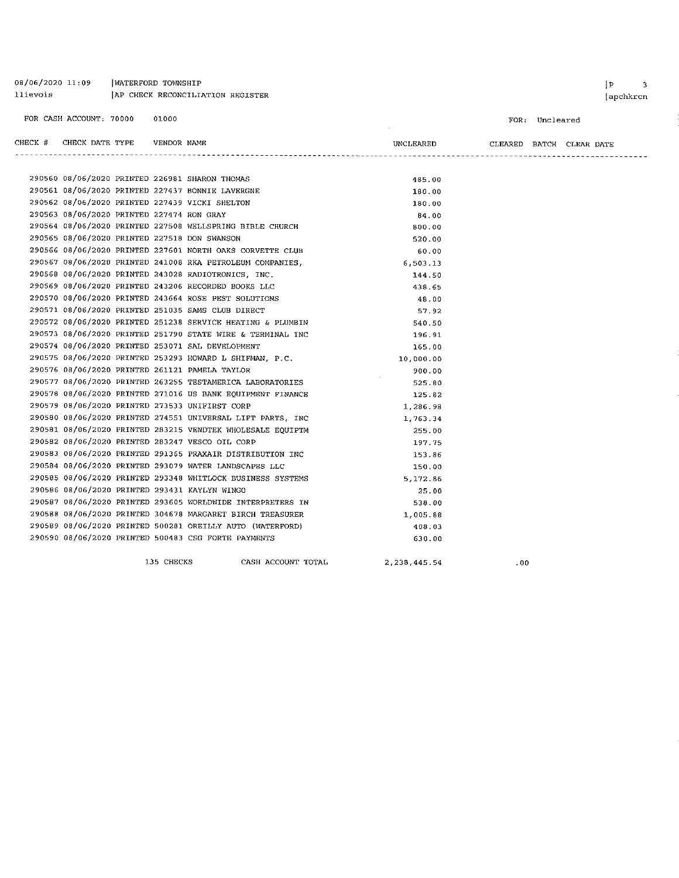08/06/2020 11:09 | WATERFORD TOWNSHIP
llievois | AP CHECK RECONCILIATION REGISTER

FOR CASH ACCOUNT: 70000 01000

FOR: Uncleared

| CHECK # | CHECK DATE | TYPE | VENDOR | NAME | UNCLEARED | CLEARED | BATCH | CLEAR DATE |
|---|---|---|---|---|---|---|---|---|
| 290560 | 08/06/2020 | PRINTED | 226981 | SHARON THOMAS | 485.00 | | | |
| 290561 | 08/06/2020 | PRINTED | 227437 | BONNIE LAVERGNE | 180.00 | | | |
| 290562 | 08/06/2020 | PRINTED | 227439 | VICKI SHELTON | 180.00 | | | |
| 290563 | 08/06/2020 | PRINTED | 227474 | RON GRAY | 84.00 | | | |
| 290564 | 08/06/2020 | PRINTED | 227508 | WELLSPRING BIBLE CHURCH | 800.00 | | | |
| 290565 | 08/06/2020 | PRINTED | 227518 | DON SWANSON | 520.00 | | | |
| 290566 | 08/06/2020 | PRINTED | 227601 | NORTH OAKS CORVETTE CLUB | 60.00 | | | |
| 290567 | 08/06/2020 | PRINTED | 241008 | RKA PETROLEUM COMPANIES, | 6,503.13 | | | |
| 290568 | 08/06/2020 | PRINTED | 243028 | RADIOTRONICS, INC. | 144.50 | | | |
| 290569 | 08/06/2020 | PRINTED | 243206 | RECORDED BOOKS LLC | 438.65 | | | |
| 290570 | 08/06/2020 | PRINTED | 243664 | ROSE PEST SOLUTIONS | 48.00 | | | |
| 290571 | 08/06/2020 | PRINTED | 251035 | SAMS CLUB DIRECT | 57.92 | | | |
| 290572 | 08/06/2020 | PRINTED | 251238 | SERVICE HEATING & PLUMBIN | 540.50 | | | |
| 290573 | 08/06/2020 | PRINTED | 251790 | STATE WIRE & TERMINAL INC | 196.91 | | | |
| 290574 | 08/06/2020 | PRINTED | 253071 | SAL DEVELOPMENT | 165.00 | | | |
| 290575 | 08/06/2020 | PRINTED | 253293 | HOWARD L SHIFMAN, P.C. | 10,000.00 | | | |
| 290576 | 08/06/2020 | PRINTED | 261121 | PAMELA TAYLOR | 900.00 | | | |
| 290577 | 08/06/2020 | PRINTED | 263255 | TESTAMERICA LABORATORIES | 525.80 | | | |
| 290578 | 08/06/2020 | PRINTED | 271016 | US BANK EQUIPMENT FINANCE | 125.82 | | | |
| 290579 | 08/06/2020 | PRINTED | 273533 | UNIFIRST CORP | 1,286.98 | | | |
| 290580 | 08/06/2020 | PRINTED | 274551 | UNIVERSAL LIFT PARTS, INC | 1,763.34 | | | |
| 290581 | 08/06/2020 | PRINTED | 283215 | VENDTEK WHOLESALE EQUIPTM | 255.00 | | | |
| 290582 | 08/06/2020 | PRINTED | 283247 | VESCO OIL CORP | 197.75 | | | |
| 290583 | 08/06/2020 | PRINTED | 291365 | PRAXAIR DISTRIBUTION INC | 153.86 | | | |
| 290584 | 08/06/2020 | PRINTED | 293079 | WATER LANDSCAPES LLC | 150.00 | | | |
| 290585 | 08/06/2020 | PRINTED | 293348 | WHITLOCK BUSINESS SYSTEMS | 5,172.86 | | | |
| 290586 | 08/06/2020 | PRINTED | 293431 | KAYLYN WINGO | 25.00 | | | |
| 290587 | 08/06/2020 | PRINTED | 293605 | WORLDWIDE INTERPRETERS IN | 538.00 | | | |
| 290588 | 08/06/2020 | PRINTED | 304678 | MARGARET BIRCH TREASURER | 1,005.88 | | | |
| 290589 | 08/06/2020 | PRINTED | 500281 | OREILLY AUTO (WATERFORD) | 408.03 | | | |
| 290590 | 08/06/2020 | PRINTED | 500483 | CSG FORTE PAYMENTS | 630.00 | | | |
| | | 135 CHECKS | | CASH ACCOUNT TOTAL | 2,238,445.54 | .00 | | |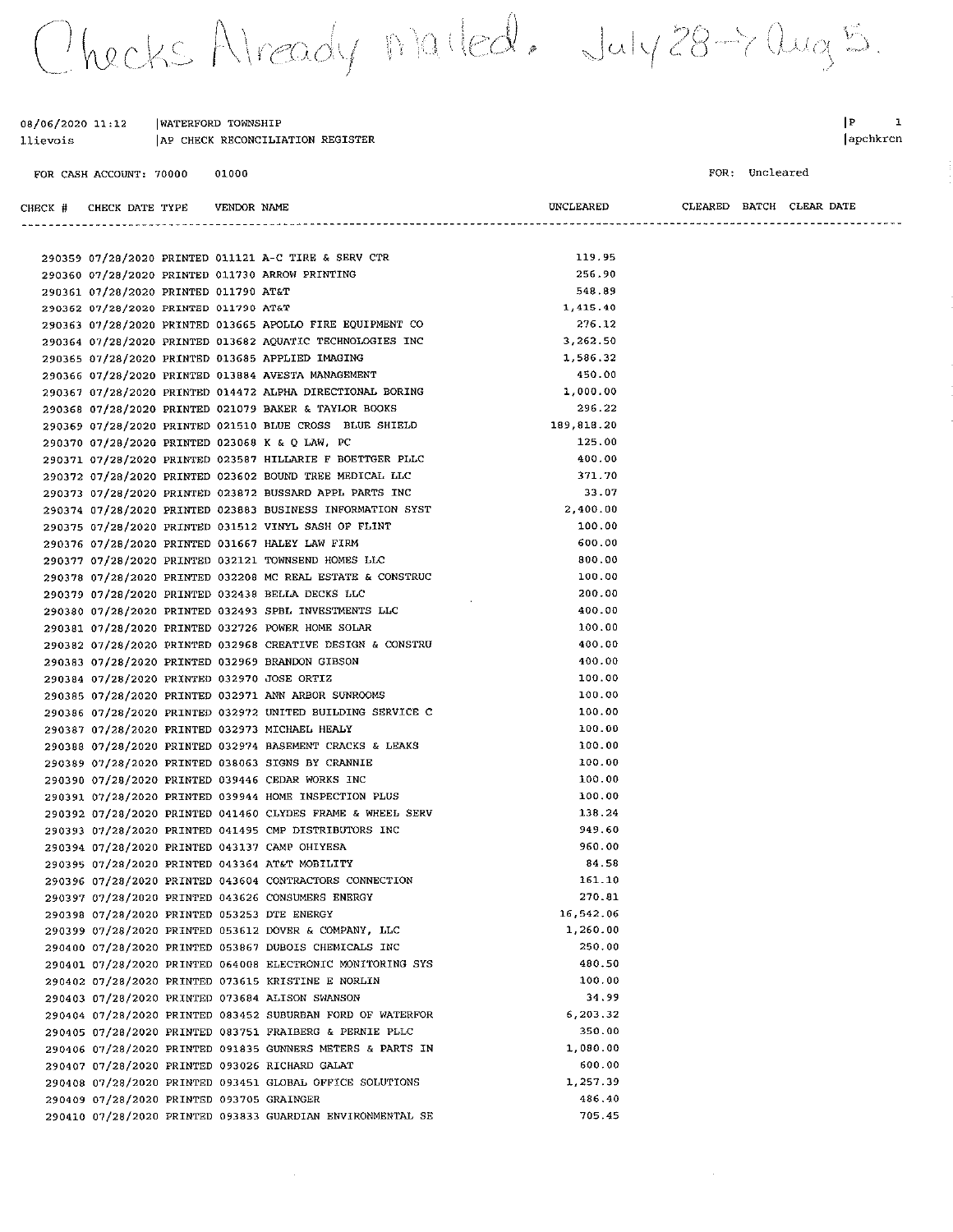Checks Already mailed. July 28 → Aug 5.

08/06/2020 11:12 | WATERFORD TOWNSHIP
llievois | AP CHECK RECONCILIATION REGISTER

FOR CASH ACCOUNT: 70000 01000

FOR: Uncleared

| CHECK # | CHECK DATE | TYPE | VENDOR | NAME | UNCLEARED | CLEARED | BATCH | CLEAR DATE |
|---|---|---|---|---|---|---|---|---|
| 290359 | 07/28/2020 | PRINTED | 011121 | A-C TIRE & SERV CTR | 119.95 | | | |
| 290360 | 07/28/2020 | PRINTED | 011730 | ARROW PRINTING | 256.90 | | | |
| 290361 | 07/28/2020 | PRINTED | 011790 | AT&T | 548.89 | | | |
| 290362 | 07/28/2020 | PRINTED | 011790 | AT&T | 1,415.40 | | | |
| 290363 | 07/28/2020 | PRINTED | 013665 | APOLLO FIRE EQUIPMENT CO | 276.12 | | | |
| 290364 | 07/28/2020 | PRINTED | 013682 | AQUATIC TECHNOLOGIES INC | 3,262.50 | | | |
| 290365 | 07/28/2020 | PRINTED | 013685 | APPLIED IMAGING | 1,586.32 | | | |
| 290366 | 07/28/2020 | PRINTED | 013884 | AVESTA MANAGEMENT | 450.00 | | | |
| 290367 | 07/28/2020 | PRINTED | 014472 | ALPHA DIRECTIONAL BORING | 1,000.00 | | | |
| 290368 | 07/28/2020 | PRINTED | 021079 | BAKER & TAYLOR BOOKS | 296.22 | | | |
| 290369 | 07/28/2020 | PRINTED | 021510 | BLUE CROSS BLUE SHIELD | 189,818.20 | | | |
| 290370 | 07/28/2020 | PRINTED | 023068 | K & Q LAW, PC | 125.00 | | | |
| 290371 | 07/28/2020 | PRINTED | 023587 | HILLARIE F BOETTGER PLLC | 400.00 | | | |
| 290372 | 07/28/2020 | PRINTED | 023602 | BOUND TREE MEDICAL LLC | 371.70 | | | |
| 290373 | 07/28/2020 | PRINTED | 023872 | BUSSARD APPL PARTS INC | 33.07 | | | |
| 290374 | 07/28/2020 | PRINTED | 023883 | BUSINESS INFORMATION SYST | 2,400.00 | | | |
| 290375 | 07/28/2020 | PRINTED | 031512 | VINYL SASH OF FLINT | 100.00 | | | |
| 290376 | 07/28/2020 | PRINTED | 031667 | HALEY LAW FIRM | 600.00 | | | |
| 290377 | 07/28/2020 | PRINTED | 032121 | TOWNSEND HOMES LLC | 800.00 | | | |
| 290378 | 07/28/2020 | PRINTED | 032208 | MC REAL ESTATE & CONSTRUC | 100.00 | | | |
| 290379 | 07/28/2020 | PRINTED | 032438 | BELLA DECKS LLC | 200.00 | | | |
| 290380 | 07/28/2020 | PRINTED | 032493 | SPBL INVESTMENTS LLC | 400.00 | | | |
| 290381 | 07/28/2020 | PRINTED | 032726 | POWER HOME SOLAR | 100.00 | | | |
| 290382 | 07/28/2020 | PRINTED | 032968 | CREATIVE DESIGN & CONSTRU | 400.00 | | | |
| 290383 | 07/28/2020 | PRINTED | 032969 | BRANDON GIBSON | 400.00 | | | |
| 290384 | 07/28/2020 | PRINTED | 032970 | JOSE ORTIZ | 100.00 | | | |
| 290385 | 07/28/2020 | PRINTED | 032971 | ANN ARBOR SUNROOMS | 100.00 | | | |
| 290386 | 07/28/2020 | PRINTED | 032972 | UNITED BUILDING SERVICE C | 100.00 | | | |
| 290387 | 07/28/2020 | PRINTED | 032973 | MICHAEL HEALY | 100.00 | | | |
| 290388 | 07/28/2020 | PRINTED | 032974 | BASEMENT CRACKS & LEAKS | 100.00 | | | |
| 290389 | 07/28/2020 | PRINTED | 038063 | SIGNS BY CRANNIE | 100.00 | | | |
| 290390 | 07/28/2020 | PRINTED | 039446 | CEDAR WORKS INC | 100.00 | | | |
| 290391 | 07/28/2020 | PRINTED | 039944 | HOME INSPECTION PLUS | 100.00 | | | |
| 290392 | 07/28/2020 | PRINTED | 041460 | CLYDES FRAME & WHEEL SERV | 138.24 | | | |
| 290393 | 07/28/2020 | PRINTED | 041495 | CMP DISTRIBUTORS INC | 949.60 | | | |
| 290394 | 07/28/2020 | PRINTED | 043137 | CAMP OHIYESA | 960.00 | | | |
| 290395 | 07/28/2020 | PRINTED | 043364 | AT&T MOBILITY | 84.58 | | | |
| 290396 | 07/28/2020 | PRINTED | 043604 | CONTRACTORS CONNECTION | 161.10 | | | |
| 290397 | 07/28/2020 | PRINTED | 043626 | CONSUMERS ENERGY | 270.81 | | | |
| 290398 | 07/28/2020 | PRINTED | 053253 | DTE ENERGY | 16,542.06 | | | |
| 290399 | 07/28/2020 | PRINTED | 053612 | DOVER & COMPANY, LLC | 1,260.00 | | | |
| 290400 | 07/28/2020 | PRINTED | 053867 | DUBOIS CHEMICALS INC | 250.00 | | | |
| 290401 | 07/28/2020 | PRINTED | 064008 | ELECTRONIC MONITORING SYS | 480.50 | | | |
| 290402 | 07/28/2020 | PRINTED | 073615 | KRISTINE E NORLIN | 100.00 | | | |
| 290403 | 07/28/2020 | PRINTED | 073684 | ALISON SWANSON | 34.99 | | | |
| 290404 | 07/28/2020 | PRINTED | 083452 | SUBURBAN FORD OF WATERFOR | 6,203.32 | | | |
| 290405 | 07/28/2020 | PRINTED | 083751 | FRAIBERG & PERNIE PLLC | 350.00 | | | |
| 290406 | 07/28/2020 | PRINTED | 091835 | GUNNERS METERS & PARTS IN | 1,080.00 | | | |
| 290407 | 07/28/2020 | PRINTED | 093026 | RICHARD GALAT | 600.00 | | | |
| 290408 | 07/28/2020 | PRINTED | 093451 | GLOBAL OFFICE SOLUTIONS | 1,257.39 | | | |
| 290409 | 07/28/2020 | PRINTED | 093705 | GRAINGER | 486.40 | | | |
| 290410 | 07/28/2020 | PRINTED | 093833 | GUARDIAN ENVIRONMENTAL SE | 705.45 | | | |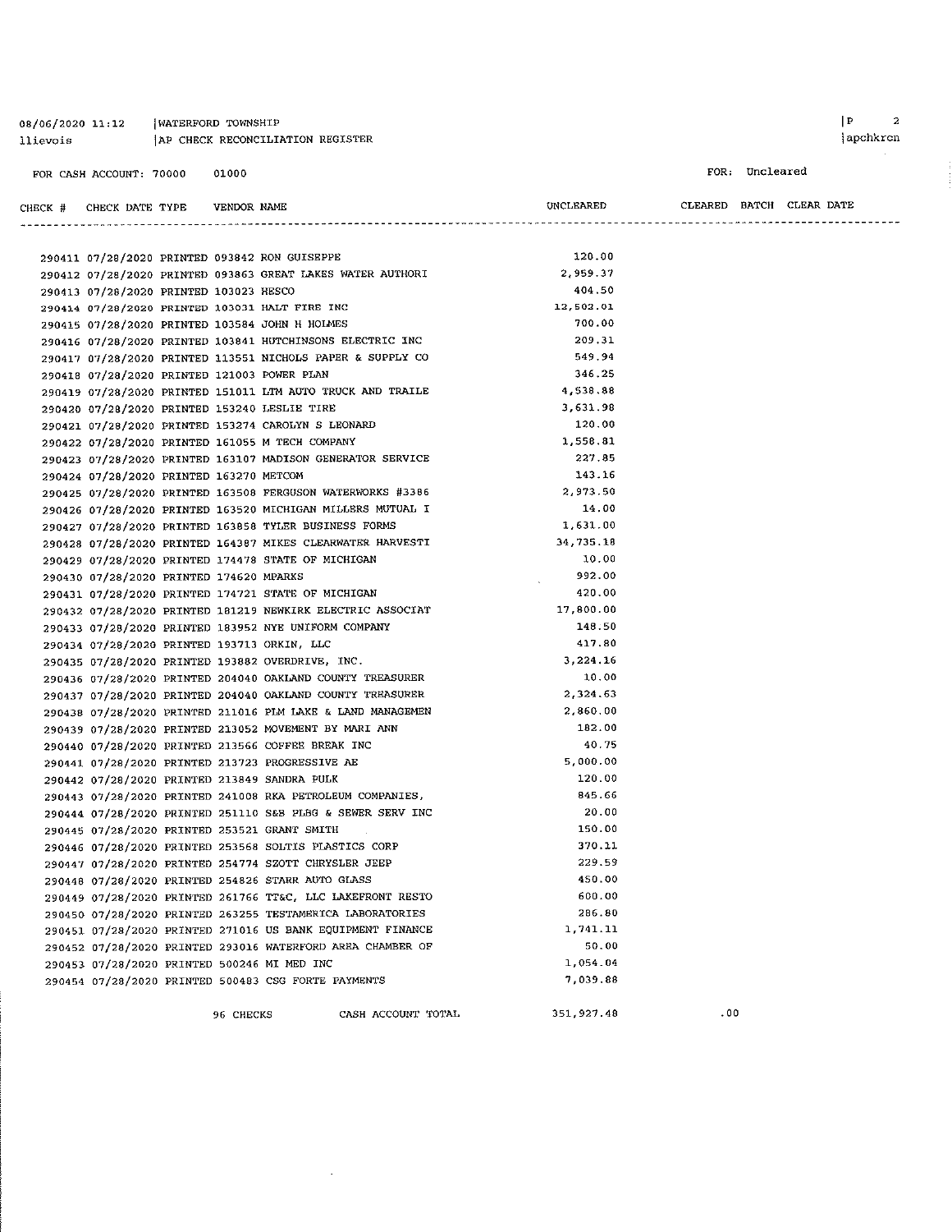08/06/2020 11:12 | WATERFORD TOWNSHIP
llievois | AP CHECK RECONCILIATION REGISTER

FOR CASH ACCOUNT: 70000 01000

FOR: Uncleared

| CHECK # | CHECK DATE | TYPE | VENDOR | NAME | UNCLEARED | CLEARED | BATCH | CLEAR DATE |
|---|---|---|---|---|---|---|---|---|
| 290411 | 07/28/2020 | PRINTED | 093842 | RON GUISEPPE | 120.00 | | | |
| 290412 | 07/28/2020 | PRINTED | 093863 | GREAT LAKES WATER AUTHORI | 2,959.37 | | | |
| 290413 | 07/28/2020 | PRINTED | 103023 | HESCO | 404.50 | | | |
| 290414 | 07/28/2020 | PRINTED | 103031 | HALT FIRE INC | 12,502.01 | | | |
| 290415 | 07/28/2020 | PRINTED | 103584 | JOHN H HOLMES | 700.00 | | | |
| 290416 | 07/28/2020 | PRINTED | 103841 | HUTCHINSONS ELECTRIC INC | 209.31 | | | |
| 290417 | 07/28/2020 | PRINTED | 113551 | NICHOLS PAPER & SUPPLY CO | 549.94 | | | |
| 290418 | 07/28/2020 | PRINTED | 121003 | POWER PLAN | 346.25 | | | |
| 290419 | 07/28/2020 | PRINTED | 151011 | LTM AUTO TRUCK AND TRAILE | 4,538.88 | | | |
| 290420 | 07/28/2020 | PRINTED | 153240 | LESLIE TIRE | 3,631.98 | | | |
| 290421 | 07/28/2020 | PRINTED | 153274 | CAROLYN S LEONARD | 120.00 | | | |
| 290422 | 07/28/2020 | PRINTED | 161055 | M TECH COMPANY | 1,558.81 | | | |
| 290423 | 07/28/2020 | PRINTED | 163107 | MADISON GENERATOR SERVICE | 227.85 | | | |
| 290424 | 07/28/2020 | PRINTED | 163270 | METCOM | 143.16 | | | |
| 290425 | 07/28/2020 | PRINTED | 163508 | FERGUSON WATERWORKS #3386 | 2,973.50 | | | |
| 290426 | 07/28/2020 | PRINTED | 163520 | MICHIGAN MILLERS MUTUAL I | 14.00 | | | |
| 290427 | 07/28/2020 | PRINTED | 163858 | TYLER BUSINESS FORMS | 1,631.00 | | | |
| 290428 | 07/28/2020 | PRINTED | 164387 | MIKES CLEARWATER HARVESTI | 34,735.18 | | | |
| 290429 | 07/28/2020 | PRINTED | 174478 | STATE OF MICHIGAN | 10.00 | | | |
| 290430 | 07/28/2020 | PRINTED | 174620 | MPARKS | 992.00 | | | |
| 290431 | 07/28/2020 | PRINTED | 174721 | STATE OF MICHIGAN | 420.00 | | | |
| 290432 | 07/28/2020 | PRINTED | 181219 | NEWKIRK ELECTRIC ASSOCIAT | 17,800.00 | | | |
| 290433 | 07/28/2020 | PRINTED | 183952 | NYE UNIFORM COMPANY | 148.50 | | | |
| 290434 | 07/28/2020 | PRINTED | 193713 | ORKIN, LLC | 417.80 | | | |
| 290435 | 07/28/2020 | PRINTED | 193882 | OVERDRIVE, INC. | 3,224.16 | | | |
| 290436 | 07/28/2020 | PRINTED | 204040 | OAKLAND COUNTY TREASURER | 10.00 | | | |
| 290437 | 07/28/2020 | PRINTED | 204040 | OAKLAND COUNTY TREASURER | 2,324.63 | | | |
| 290438 | 07/28/2020 | PRINTED | 211016 | PLM LAKE & LAND MANAGEMEN | 2,860.00 | | | |
| 290439 | 07/28/2020 | PRINTED | 213052 | MOVEMENT BY MARI ANN | 182.00 | | | |
| 290440 | 07/28/2020 | PRINTED | 213566 | COFFEE BREAK INC | 40.75 | | | |
| 290441 | 07/28/2020 | PRINTED | 213723 | PROGRESSIVE AE | 5,000.00 | | | |
| 290442 | 07/28/2020 | PRINTED | 213849 | SANDRA PULK | 120.00 | | | |
| 290443 | 07/28/2020 | PRINTED | 241008 | RKA PETROLEUM COMPANIES, | 845.66 | | | |
| 290444 | 07/28/2020 | PRINTED | 251110 | S&B PLBG & SEWER SERV INC | 20.00 | | | |
| 290445 | 07/28/2020 | PRINTED | 253521 | GRANT SMITH | 150.00 | | | |
| 290446 | 07/28/2020 | PRINTED | 253568 | SOLTIS PLASTICS CORP | 370.11 | | | |
| 290447 | 07/28/2020 | PRINTED | 254774 | SZOTT CHRYSLER JEEP | 229.59 | | | |
| 290448 | 07/28/2020 | PRINTED | 254826 | STARR AUTO GLASS | 450.00 | | | |
| 290449 | 07/28/2020 | PRINTED | 261766 | TT&C, LLC LAKEFRONT RESTO | 600.00 | | | |
| 290450 | 07/28/2020 | PRINTED | 263255 | TESTAMERICA LABORATORIES | 286.80 | | | |
| 290451 | 07/28/2020 | PRINTED | 271016 | US BANK EQUIPMENT FINANCE | 1,741.11 | | | |
| 290452 | 07/28/2020 | PRINTED | 293016 | WATERFORD AREA CHAMBER OF | 50.00 | | | |
| 290453 | 07/28/2020 | PRINTED | 500246 | MI MED INC | 1,054.04 | | | |
| 290454 | 07/28/2020 | PRINTED | 500483 | CSG FORTE PAYMENTS | 7,039.88 | | | |
| | | 96 CHECKS | | CASH ACCOUNT TOTAL | 351,927.48 | .00 | | |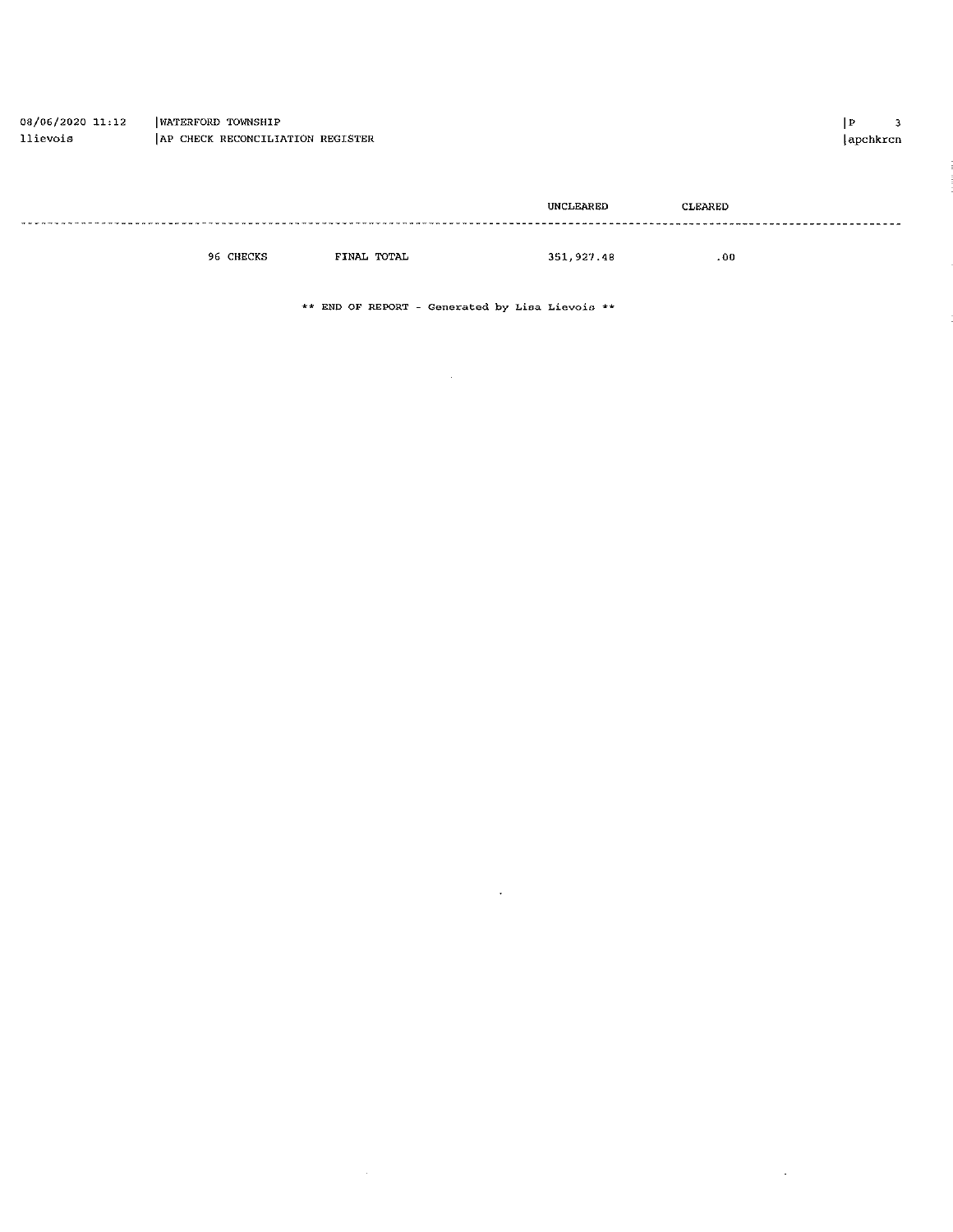| | | UNCLEARED | CLEARED |
|---|---|---|---|
| 96 CHECKS | FINAL TOTAL | 351,927.48 | .00 |

** END OF REPORT - Generated by Lisa Lievois **